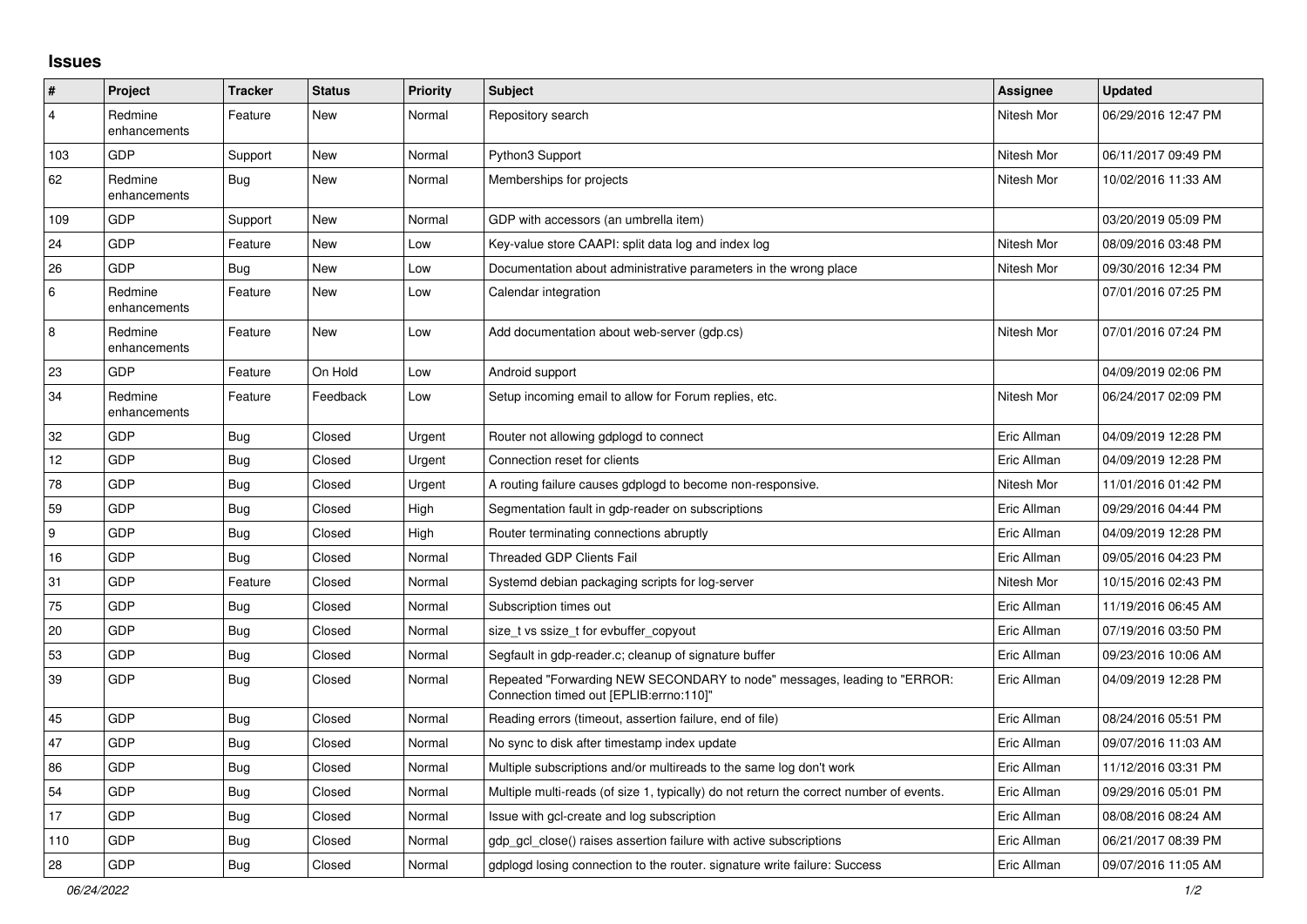## Issues

| # | Project | Tracker | Status | Priority | Subject | Assignee | Updated |
|---|---|---|---|---|---|---|---|
| 4 | Redmine enhancements | Feature | New | Normal | Repository search | Nitesh Mor | 06/29/2016 12:47 PM |
| 103 | GDP | Support | New | Normal | Python3 Support | Nitesh Mor | 06/11/2017 09:49 PM |
| 62 | Redmine enhancements | Bug | New | Normal | Memberships for projects | Nitesh Mor | 10/02/2016 11:33 AM |
| 109 | GDP | Support | New | Normal | GDP with accessors (an umbrella item) | | 03/20/2019 05:09 PM |
| 24 | GDP | Feature | New | Low | Key-value store CAAPI: split data log and index log | Nitesh Mor | 08/09/2016 03:48 PM |
| 26 | GDP | Bug | New | Low | Documentation about administrative parameters in the wrong place | Nitesh Mor | 09/30/2016 12:34 PM |
| 6 | Redmine enhancements | Feature | New | Low | Calendar integration | | 07/01/2016 07:25 PM |
| 8 | Redmine enhancements | Feature | New | Low | Add documentation about web-server (gdp.cs) | Nitesh Mor | 07/01/2016 07:24 PM |
| 23 | GDP | Feature | On Hold | Low | Android support | | 04/09/2019 02:06 PM |
| 34 | Redmine enhancements | Feature | Feedback | Low | Setup incoming email to allow for Forum replies, etc. | Nitesh Mor | 06/24/2017 02:09 PM |
| 32 | GDP | Bug | Closed | Urgent | Router not allowing gdplogd to connect | Eric Allman | 04/09/2019 12:28 PM |
| 12 | GDP | Bug | Closed | Urgent | Connection reset for clients | Eric Allman | 04/09/2019 12:28 PM |
| 78 | GDP | Bug | Closed | Urgent | A routing failure causes gdplogd to become non-responsive. | Nitesh Mor | 11/01/2016 01:42 PM |
| 59 | GDP | Bug | Closed | High | Segmentation fault in gdp-reader on subscriptions | Eric Allman | 09/29/2016 04:44 PM |
| 9 | GDP | Bug | Closed | High | Router terminating connections abruptly | Eric Allman | 04/09/2019 12:28 PM |
| 16 | GDP | Bug | Closed | Normal | Threaded GDP Clients Fail | Eric Allman | 09/05/2016 04:23 PM |
| 31 | GDP | Feature | Closed | Normal | Systemd debian packaging scripts for log-server | Nitesh Mor | 10/15/2016 02:43 PM |
| 75 | GDP | Bug | Closed | Normal | Subscription times out | Eric Allman | 11/19/2016 06:45 AM |
| 20 | GDP | Bug | Closed | Normal | size_t vs ssize_t for evbuffer_copyout | Eric Allman | 07/19/2016 03:50 PM |
| 53 | GDP | Bug | Closed | Normal | Segfault in gdp-reader.c; cleanup of signature buffer | Eric Allman | 09/23/2016 10:06 AM |
| 39 | GDP | Bug | Closed | Normal | Repeated "Forwarding NEW SECONDARY to node" messages, leading to "ERROR: Connection timed out [EPLIB:errno:110]" | Eric Allman | 04/09/2019 12:28 PM |
| 45 | GDP | Bug | Closed | Normal | Reading errors (timeout, assertion failure, end of file) | Eric Allman | 08/24/2016 05:51 PM |
| 47 | GDP | Bug | Closed | Normal | No sync to disk after timestamp index update | Eric Allman | 09/07/2016 11:03 AM |
| 86 | GDP | Bug | Closed | Normal | Multiple subscriptions and/or multireads to the same log don't work | Eric Allman | 11/12/2016 03:31 PM |
| 54 | GDP | Bug | Closed | Normal | Multiple multi-reads (of size 1, typically) do not return the correct number of events. | Eric Allman | 09/29/2016 05:01 PM |
| 17 | GDP | Bug | Closed | Normal | Issue with gcl-create and log subscription | Eric Allman | 08/08/2016 08:24 AM |
| 110 | GDP | Bug | Closed | Normal | gdp_gcl_close() raises assertion failure with active subscriptions | Eric Allman | 06/21/2017 08:39 PM |
| 28 | GDP | Bug | Closed | Normal | gdplogd losing connection to the router. signature write failure: Success | Eric Allman | 09/07/2016 11:05 AM |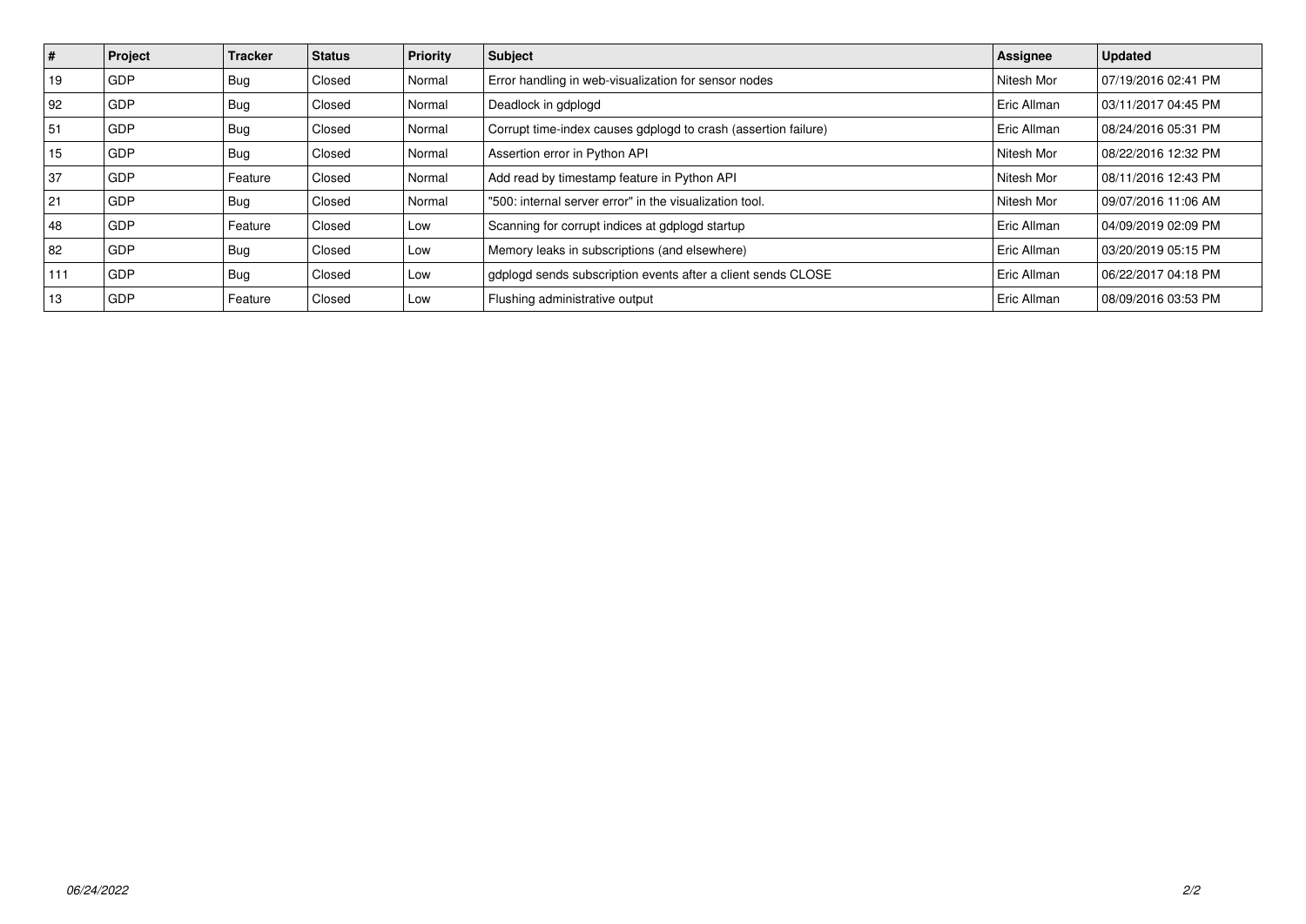| # | Project | Tracker | Status | Priority | Subject | Assignee | Updated |
|---|---|---|---|---|---|---|---|
| 19 | GDP | Bug | Closed | Normal | Error handling in web-visualization for sensor nodes | Nitesh Mor | 07/19/2016 02:41 PM |
| 92 | GDP | Bug | Closed | Normal | Deadlock in gdplogd | Eric Allman | 03/11/2017 04:45 PM |
| 51 | GDP | Bug | Closed | Normal | Corrupt time-index causes gdplogd to crash (assertion failure) | Eric Allman | 08/24/2016 05:31 PM |
| 15 | GDP | Bug | Closed | Normal | Assertion error in Python API | Nitesh Mor | 08/22/2016 12:32 PM |
| 37 | GDP | Feature | Closed | Normal | Add read by timestamp feature in Python API | Nitesh Mor | 08/11/2016 12:43 PM |
| 21 | GDP | Bug | Closed | Normal | "500: internal server error" in the visualization tool. | Nitesh Mor | 09/07/2016 11:06 AM |
| 48 | GDP | Feature | Closed | Low | Scanning for corrupt indices at gdplogd startup | Eric Allman | 04/09/2019 02:09 PM |
| 82 | GDP | Bug | Closed | Low | Memory leaks in subscriptions (and elsewhere) | Eric Allman | 03/20/2019 05:15 PM |
| 111 | GDP | Bug | Closed | Low | gdplogd sends subscription events after a client sends CLOSE | Eric Allman | 06/22/2017 04:18 PM |
| 13 | GDP | Feature | Closed | Low | Flushing administrative output | Eric Allman | 08/09/2016 03:53 PM |